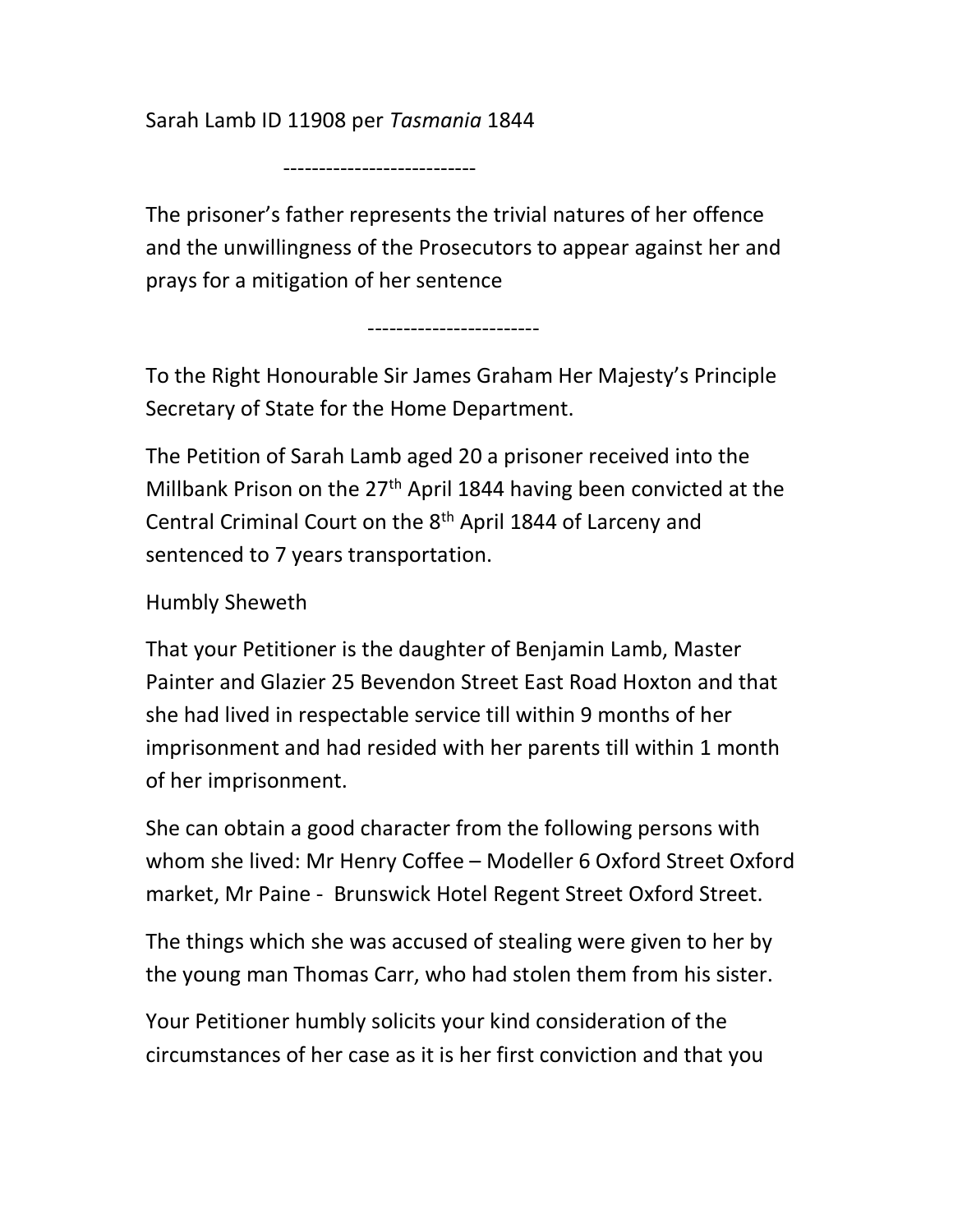Sarah Lamb ID 11908 per *Tasmania* 1844

---------------------------

The prisoner's father represents the trivial natures of her offence and the unwillingness of the Prosecutors to appear against her and prays for a mitigation of her sentence

------------------------

To the Right Honourable Sir James Graham Her Majesty's Principle Secretary of State for the Home Department.

The Petition of Sarah Lamb aged 20 a prisoner received into the Millbank Prison on the 27th April 1844 having been convicted at the Central Criminal Court on the 8th April 1844 of Larceny and sentenced to 7 years transportation.

Humbly Sheweth

That your Petitioner is the daughter of Benjamin Lamb, Master Painter and Glazier 25 Bevendon Street East Road Hoxton and that she had lived in respectable service till within 9 months of her imprisonment and had resided with her parents till within 1 month of her imprisonment.

She can obtain a good character from the following persons with whom she lived: Mr Henry Coffee – Modeller 6 Oxford Street Oxford market, Mr Paine - Brunswick Hotel Regent Street Oxford Street.

The things which she was accused of stealing were given to her by the young man Thomas Carr, who had stolen them from his sister.

Your Petitioner humbly solicits your kind consideration of the circumstances of her case as it is her first conviction and that you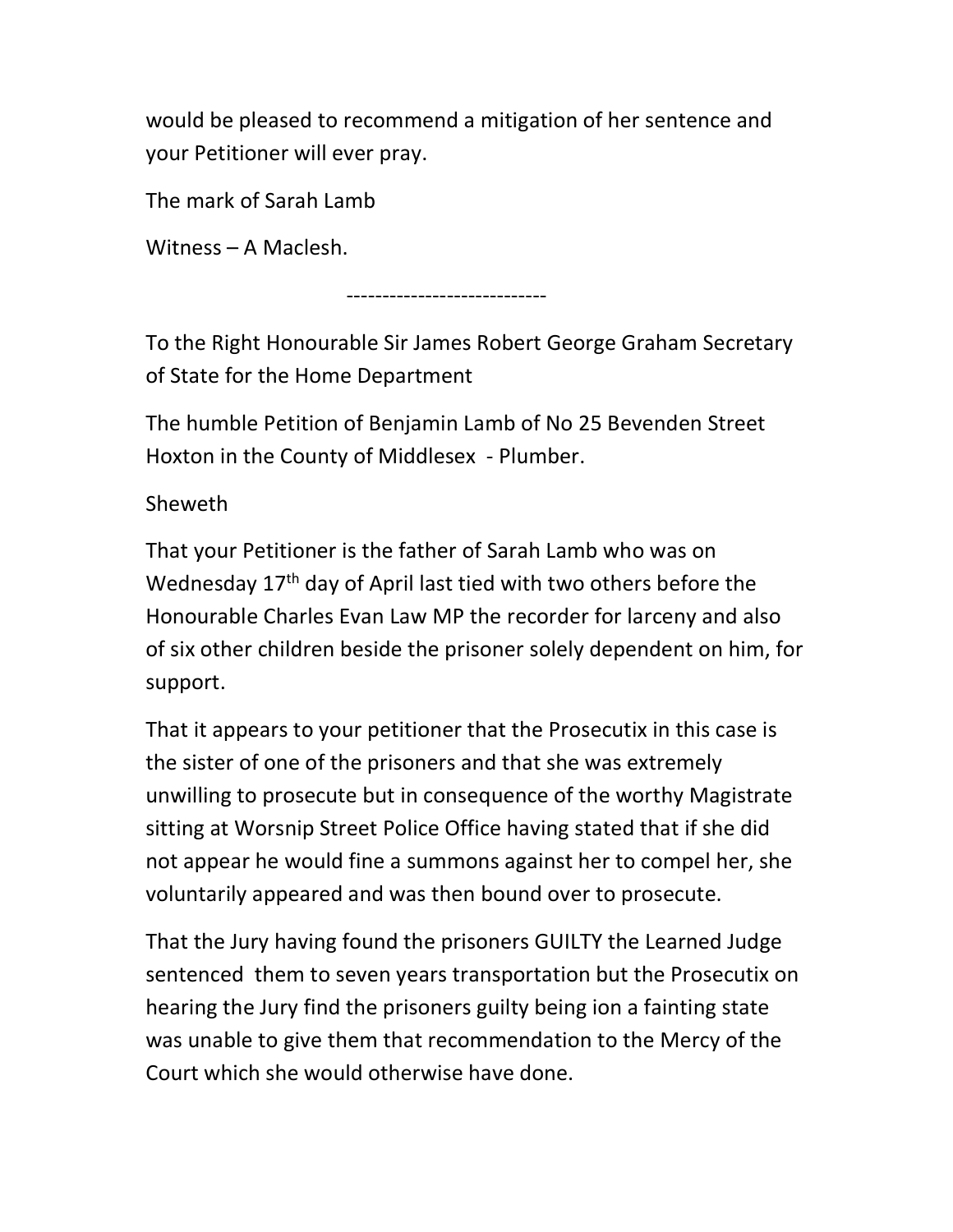would be pleased to recommend a mitigation of her sentence and your Petitioner will ever pray.

The mark of Sarah Lamb

Witness – A Maclesh.

----------------------------

To the Right Honourable Sir James Robert George Graham Secretary of State for the Home Department

The humble Petition of Benjamin Lamb of No 25 Bevenden Street Hoxton in the County of Middlesex - Plumber.

Sheweth

That your Petitioner is the father of Sarah Lamb who was on Wednesday 17th day of April last tied with two others before the Honourable Charles Evan Law MP the recorder for larceny and also of six other children beside the prisoner solely dependent on him, for support.

That it appears to your petitioner that the Prosecutix in this case is the sister of one of the prisoners and that she was extremely unwilling to prosecute but in consequence of the worthy Magistrate sitting at Worsnip Street Police Office having stated that if she did not appear he would fine a summons against her to compel her, she voluntarily appeared and was then bound over to prosecute.

That the Jury having found the prisoners GUILTY the Learned Judge sentenced them to seven years transportation but the Prosecutix on hearing the Jury find the prisoners guilty being ion a fainting state was unable to give them that recommendation to the Mercy of the Court which she would otherwise have done.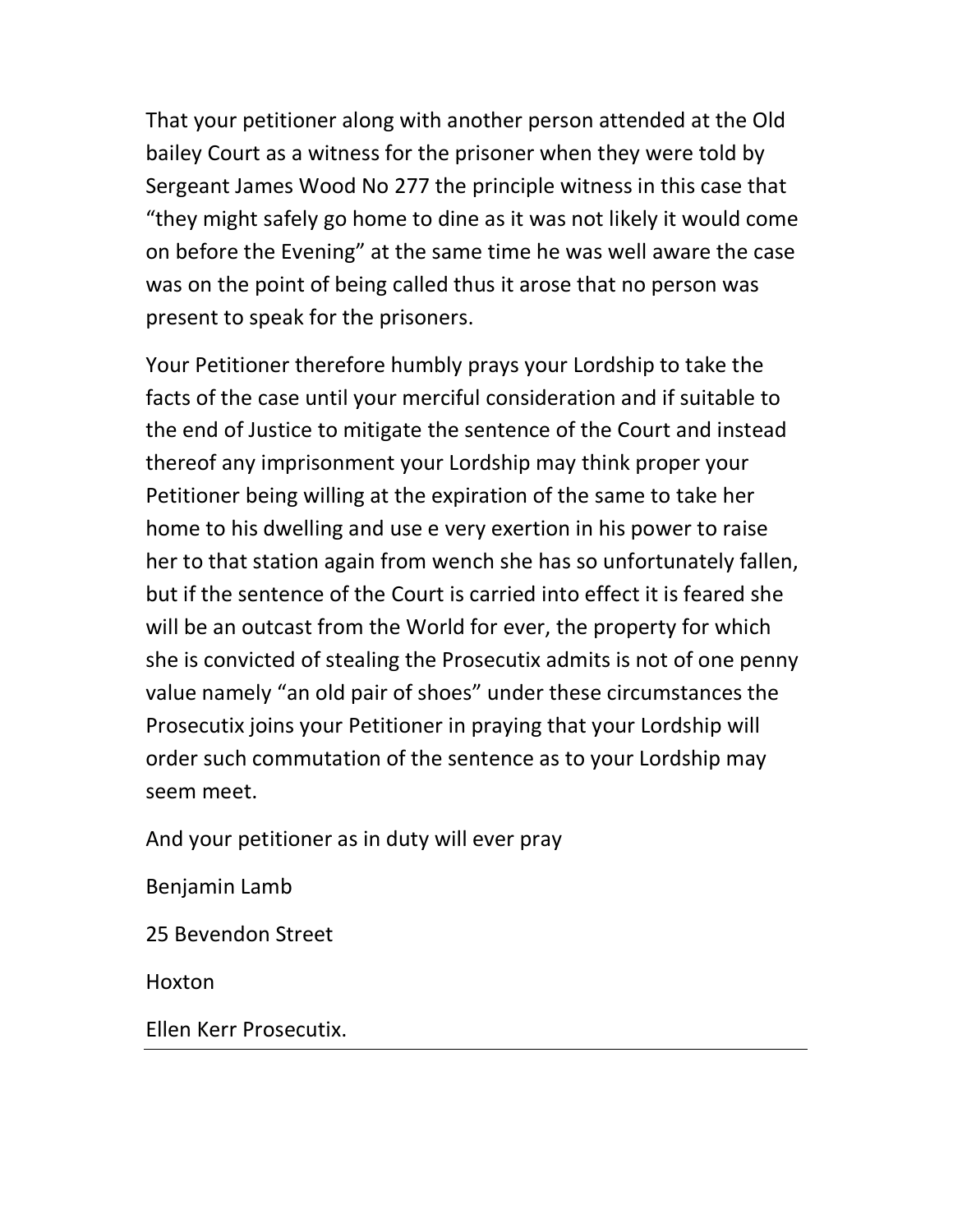That your petitioner along with another person attended at the Old bailey Court as a witness for the prisoner when they were told by Sergeant James Wood No 277 the principle witness in this case that "they might safely go home to dine as it was not likely it would come on before the Evening" at the same time he was well aware the case was on the point of being called thus it arose that no person was present to speak for the prisoners.

Your Petitioner therefore humbly prays your Lordship to take the facts of the case until your merciful consideration and if suitable to the end of Justice to mitigate the sentence of the Court and instead thereof any imprisonment your Lordship may think proper your Petitioner being willing at the expiration of the same to take her home to his dwelling and use e very exertion in his power to raise her to that station again from wench she has so unfortunately fallen, but if the sentence of the Court is carried into effect it is feared she will be an outcast from the World for ever, the property for which she is convicted of stealing the Prosecutix admits is not of one penny value namely "an old pair of shoes" under these circumstances the Prosecutix joins your Petitioner in praying that your Lordship will order such commutation of the sentence as to your Lordship may seem meet.

And your petitioner as in duty will ever pray

Benjamin Lamb

25 Bevendon Street

Hoxton

Ellen Kerr Prosecutix.

---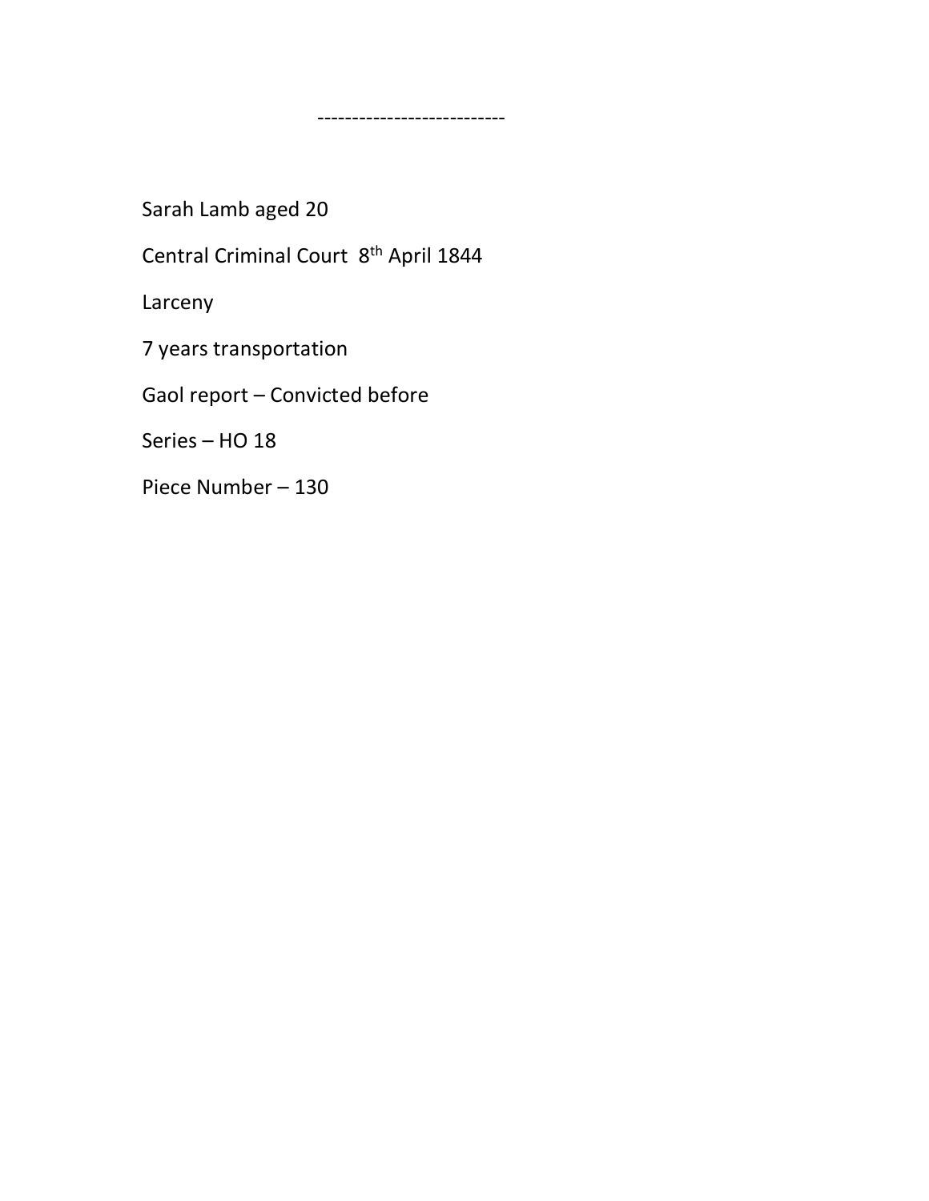---------------------------

Sarah Lamb aged 20

Central Criminal Court 8th April 1844

Larceny

7 years transportation

Gaol report – Convicted before

Series – HO 18

Piece Number – 130